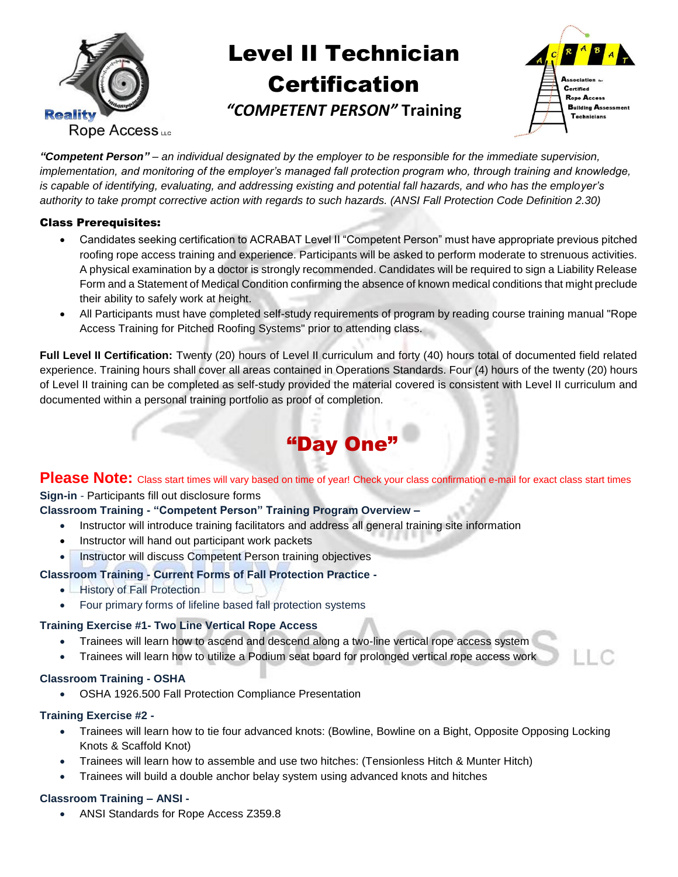# Level II Technician Certification

## *"COMPETENT PERSON"* Training

***"Competent Person"** – an individual designated by the employer to be responsible for the immediate supervision, implementation, and monitoring of the employer's managed fall protection program who, through training and knowledge, is capable of identifying, evaluating, and addressing existing and potential fall hazards, and who has the employer's authority to take prompt corrective action with regards to such hazards. (ANSI Fall Protection Code Definition 2.30)*

**Class Prerequisites:**

- Candidates seeking certification to ACRABAT Level II "Competent Person" must have appropriate previous pitched roofing rope access training and experience. Participants will be asked to perform moderate to strenuous activities. A physical examination by a doctor is strongly recommended. Candidates will be required to sign a Liability Release Form and a Statement of Medical Condition confirming the absence of known medical conditions that might preclude their ability to safely work at height.
- All Participants must have completed self-study requirements of program by reading course training manual "Rope Access Training for Pitched Roofing Systems" prior to attending class.

**Full Level II Certification:** Twenty (20) hours of Level II curriculum and forty (40) hours total of documented field related experience. Training hours shall cover all areas contained in Operations Standards. Four (4) hours of the twenty (20) hours of Level II training can be completed as self-study provided the material covered is consistent with Level II curriculum and documented within a personal training portfolio as proof of completion.

## "Day One"

**Please Note:** Class start times will vary based on time of year! Check your class confirmation e-mail for exact class start times

**Sign-in** - Participants fill out disclosure forms

**Classroom Training - "Competent Person" Training Program Overview –**

- Instructor will introduce training facilitators and address all general training site information
- Instructor will hand out participant work packets
- Instructor will discuss Competent Person training objectives

**Classroom Training - Current Forms of Fall Protection Practice -**

- History of Fall Protection
- Four primary forms of lifeline based fall protection systems

**Training Exercise #1- Two Line Vertical Rope Access**

- Trainees will learn how to ascend and descend along a two-line vertical rope access system
- Trainees will learn how to utilize a Podium seat board for prolonged vertical rope access work

**Classroom Training - OSHA**

- OSHA 1926.500 Fall Protection Compliance Presentation

**Training Exercise #2 -**

- Trainees will learn how to tie four advanced knots: (Bowline, Bowline on a Bight, Opposite Opposing Locking Knots & Scaffold Knot)
- Trainees will learn how to assemble and use two hitches: (Tensionless Hitch & Munter Hitch)
- Trainees will build a double anchor belay system using advanced knots and hitches

**Classroom Training – ANSI -**

- ANSI Standards for Rope Access Z359.8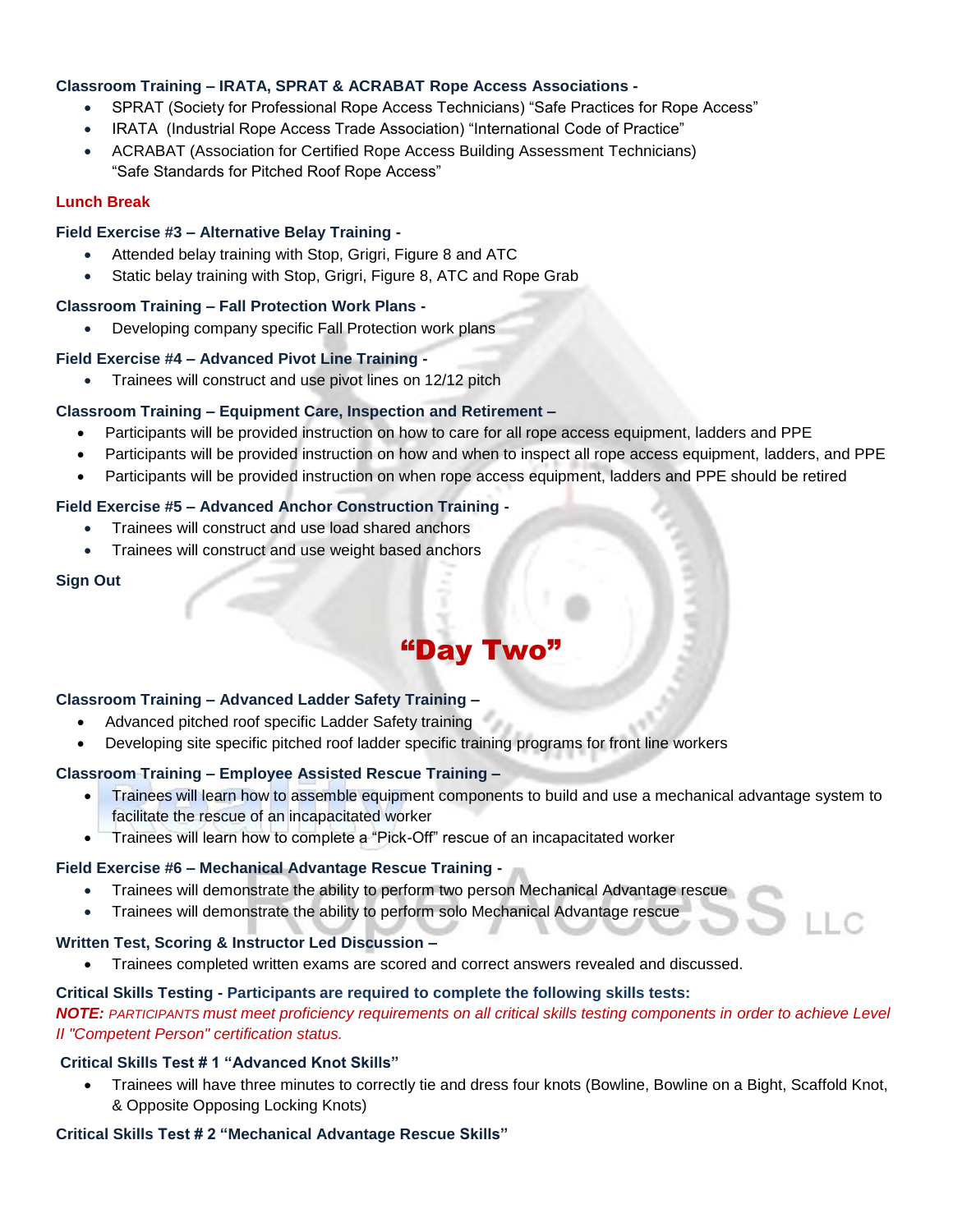**Classroom Training – IRATA, SPRAT & ACRABAT Rope Access Associations -**

- SPRAT (Society for Professional Rope Access Technicians) "Safe Practices for Rope Access"
- IRATA (Industrial Rope Access Trade Association) "International Code of Practice"
- ACRABAT (Association for Certified Rope Access Building Assessment Technicians) "Safe Standards for Pitched Roof Rope Access"

**Lunch Break**

**Field Exercise #3 – Alternative Belay Training -**

- Attended belay training with Stop, Grigri, Figure 8 and ATC
- Static belay training with Stop, Grigri, Figure 8, ATC and Rope Grab

**Classroom Training – Fall Protection Work Plans -**

- Developing company specific Fall Protection work plans

**Field Exercise #4 – Advanced Pivot Line Training -**

- Trainees will construct and use pivot lines on 12/12 pitch

**Classroom Training – Equipment Care, Inspection and Retirement –**

- Participants will be provided instruction on how to care for all rope access equipment, ladders and PPE
- Participants will be provided instruction on how and when to inspect all rope access equipment, ladders, and PPE
- Participants will be provided instruction on when rope access equipment, ladders and PPE should be retired

**Field Exercise #5 – Advanced Anchor Construction Training -**

- Trainees will construct and use load shared anchors
- Trainees will construct and use weight based anchors

**Sign Out**

## "Day Two"

**Classroom Training – Advanced Ladder Safety Training –**

- Advanced pitched roof specific Ladder Safety training
- Developing site specific pitched roof ladder specific training programs for front line workers

**Classroom Training – Employee Assisted Rescue Training –**

- Trainees will learn how to assemble equipment components to build and use a mechanical advantage system to facilitate the rescue of an incapacitated worker
- Trainees will learn how to complete a "Pick-Off" rescue of an incapacitated worker

**Field Exercise #6 – Mechanical Advantage Rescue Training -**

- Trainees will demonstrate the ability to perform two person Mechanical Advantage rescue
- Trainees will demonstrate the ability to perform solo Mechanical Advantage rescue

**Written Test, Scoring & Instructor Led Discussion –**

- Trainees completed written exams are scored and correct answers revealed and discussed.

**Critical Skills Testing - Participants are required to complete the following skills tests:**

***NOTE:*** *PARTICIPANTS must meet proficiency requirements on all critical skills testing components in order to achieve Level II "Competent Person" certification status.*

**Critical Skills Test # 1 "Advanced Knot Skills"**

- Trainees will have three minutes to correctly tie and dress four knots (Bowline, Bowline on a Bight, Scaffold Knot, & Opposite Opposing Locking Knots)

**Critical Skills Test # 2 "Mechanical Advantage Rescue Skills"**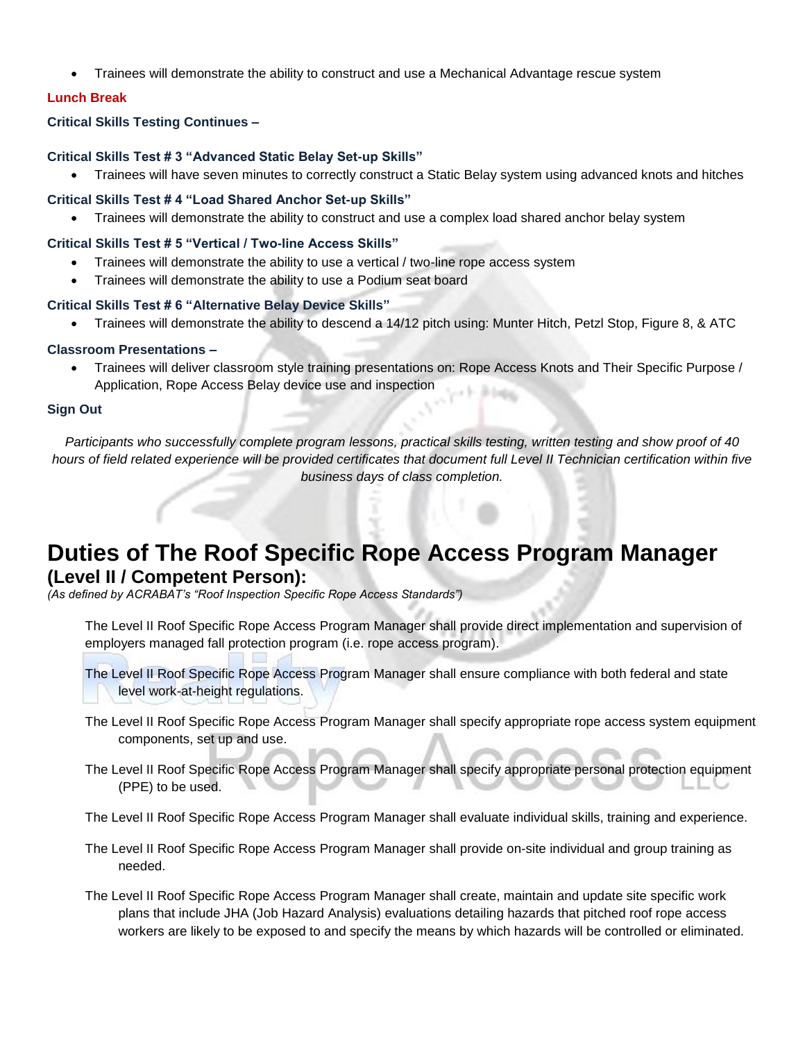- Trainees will demonstrate the ability to construct and use a Mechanical Advantage rescue system

**Lunch Break**

**Critical Skills Testing Continues –**

**Critical Skills Test # 3 "Advanced Static Belay Set-up Skills"**

- Trainees will have seven minutes to correctly construct a Static Belay system using advanced knots and hitches

**Critical Skills Test # 4 "Load Shared Anchor Set-up Skills"**

- Trainees will demonstrate the ability to construct and use a complex load shared anchor belay system

**Critical Skills Test # 5 "Vertical / Two-line Access Skills"**

- Trainees will demonstrate the ability to use a vertical / two-line rope access system
- Trainees will demonstrate the ability to use a Podium seat board

**Critical Skills Test # 6 "Alternative Belay Device Skills"**

- Trainees will demonstrate the ability to descend a 14/12 pitch using: Munter Hitch, Petzl Stop, Figure 8, & ATC

**Classroom Presentations –**

- Trainees will deliver classroom style training presentations on: Rope Access Knots and Their Specific Purpose / Application, Rope Access Belay device use and inspection

**Sign Out**

*Participants who successfully complete program lessons, practical skills testing, written testing and show proof of 40 hours of field related experience will be provided certificates that document full Level II Technician certification within five business days of class completion.*

# Duties of The Roof Specific Rope Access Program Manager

## (Level II / Competent Person):

*(As defined by ACRABAT's "Roof Inspection Specific Rope Access Standards")*

The Level II Roof Specific Rope Access Program Manager shall provide direct implementation and supervision of employers managed fall protection program (i.e. rope access program).

The Level II Roof Specific Rope Access Program Manager shall ensure compliance with both federal and state level work-at-height regulations.

The Level II Roof Specific Rope Access Program Manager shall specify appropriate rope access system equipment components, set up and use.

The Level II Roof Specific Rope Access Program Manager shall specify appropriate personal protection equipment (PPE) to be used.

The Level II Roof Specific Rope Access Program Manager shall evaluate individual skills, training and experience.

The Level II Roof Specific Rope Access Program Manager shall provide on-site individual and group training as needed.

The Level II Roof Specific Rope Access Program Manager shall create, maintain and update site specific work plans that include JHA (Job Hazard Analysis) evaluations detailing hazards that pitched roof rope access workers are likely to be exposed to and specify the means by which hazards will be controlled or eliminated.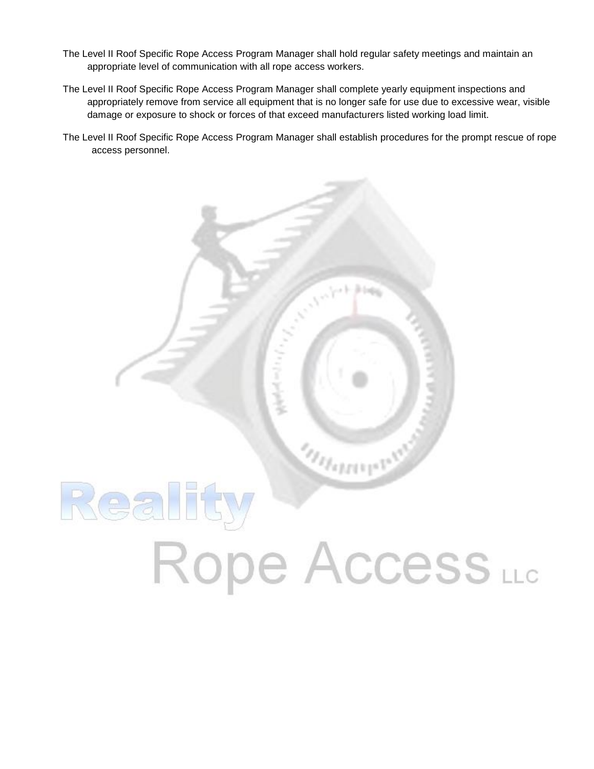The Level II Roof Specific Rope Access Program Manager shall hold regular safety meetings and maintain an appropriate level of communication with all rope access workers.

The Level II Roof Specific Rope Access Program Manager shall complete yearly equipment inspections and appropriately remove from service all equipment that is no longer safe for use due to excessive wear, visible damage or exposure to shock or forces of that exceed manufacturers listed working load limit.

The Level II Roof Specific Rope Access Program Manager shall establish procedures for the prompt rescue of rope access personnel.

Reality

Rope Access LLC